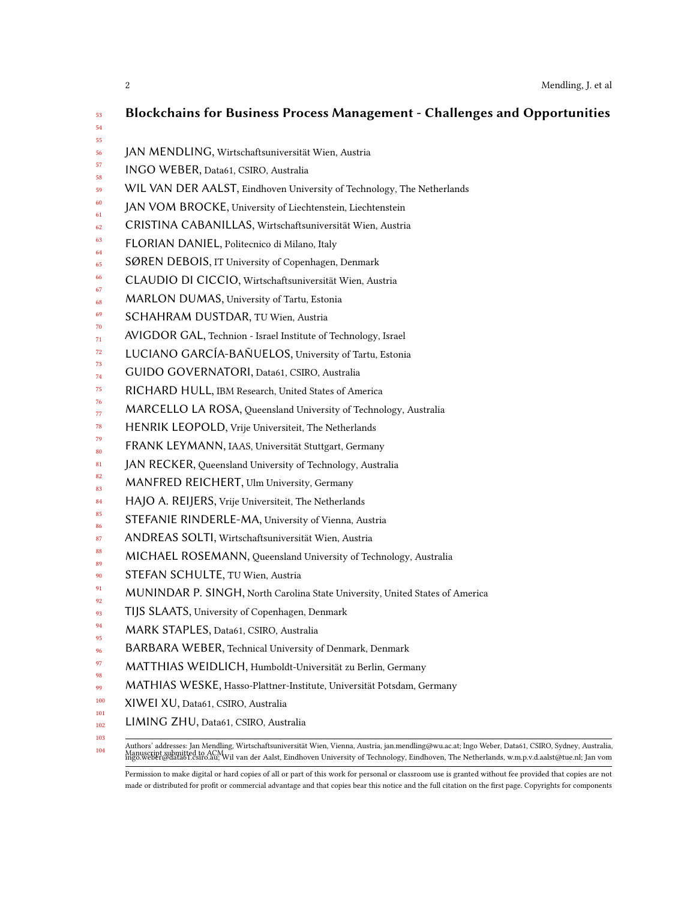# Blockchains for Business Process Management - Challenges and Opportunities

JAN MENDLING, Wirtschaftsuniversität Wien, Austria
INGO WEBER, Data61, CSIRO, Australia
WIL VAN DER AALST, Eindhoven University of Technology, The Netherlands
JAN VOM BROCKE, University of Liechtenstein, Liechtenstein
CRISTINA CABANILLAS, Wirtschaftsuniversität Wien, Austria
FLORIAN DANIEL, Politecnico di Milano, Italy
SØREN DEBOIS, IT University of Copenhagen, Denmark
CLAUDIO DI CICCIO, Wirtschaftsuniversität Wien, Austria
MARLON DUMAS, University of Tartu, Estonia
SCHAHRAM DUSTDAR, TU Wien, Austria
AVIGDOR GAL, Technion - Israel Institute of Technology, Israel
LUCIANO GARCÍA-BAÑUELOS, University of Tartu, Estonia
GUIDO GOVERNATORI, Data61, CSIRO, Australia
RICHARD HULL, IBM Research, United States of America
MARCELLO LA ROSA, Queensland University of Technology, Australia
HENRIK LEOPOLD, Vrije Universiteit, The Netherlands
FRANK LEYMANN, IAAS, Universität Stuttgart, Germany
JAN RECKER, Queensland University of Technology, Australia
MANFRED REICHERT, Ulm University, Germany
HAJO A. REIJERS, Vrije Universiteit, The Netherlands
STEFANIE RINDERLE-MA, University of Vienna, Austria
ANDREAS SOLTI, Wirtschaftsuniversität Wien, Austria
MICHAEL ROSEMANN, Queensland University of Technology, Australia
STEFAN SCHULTE, TU Wien, Austria
MUNINDAR P. SINGH, North Carolina State University, United States of America
TIJS SLAATS, University of Copenhagen, Denmark
MARK STAPLES, Data61, CSIRO, Australia
BARBARA WEBER, Technical University of Denmark, Denmark
MATTHIAS WEIDLICH, Humboldt-Universität zu Berlin, Germany
MATHIAS WESKE, Hasso-Plattner-Institute, Universität Potsdam, Germany
XIWEI XU, Data61, CSIRO, Australia
LIMING ZHU, Data61, CSIRO, Australia

---

Authors' addresses: Jan Mendling, Wirtschaftsuniversität Wien, Vienna, Austria, jan.mendling@wu.ac.at; Ingo Weber, Data61, CSIRO, Sydney, Australia, ingo.weber@data61.csiro.au; Wil van der Aalst, Eindhoven University of Technology, Eindhoven, The Netherlands, w.m.p.v.d.aalst@tue.nl; Jan vom

Permission to make digital or hard copies of all or part of this work for personal or classroom use is granted without fee provided that copies are not made or distributed for profit or commercial advantage and that copies bear this notice and the full citation on the first page. Copyrights for components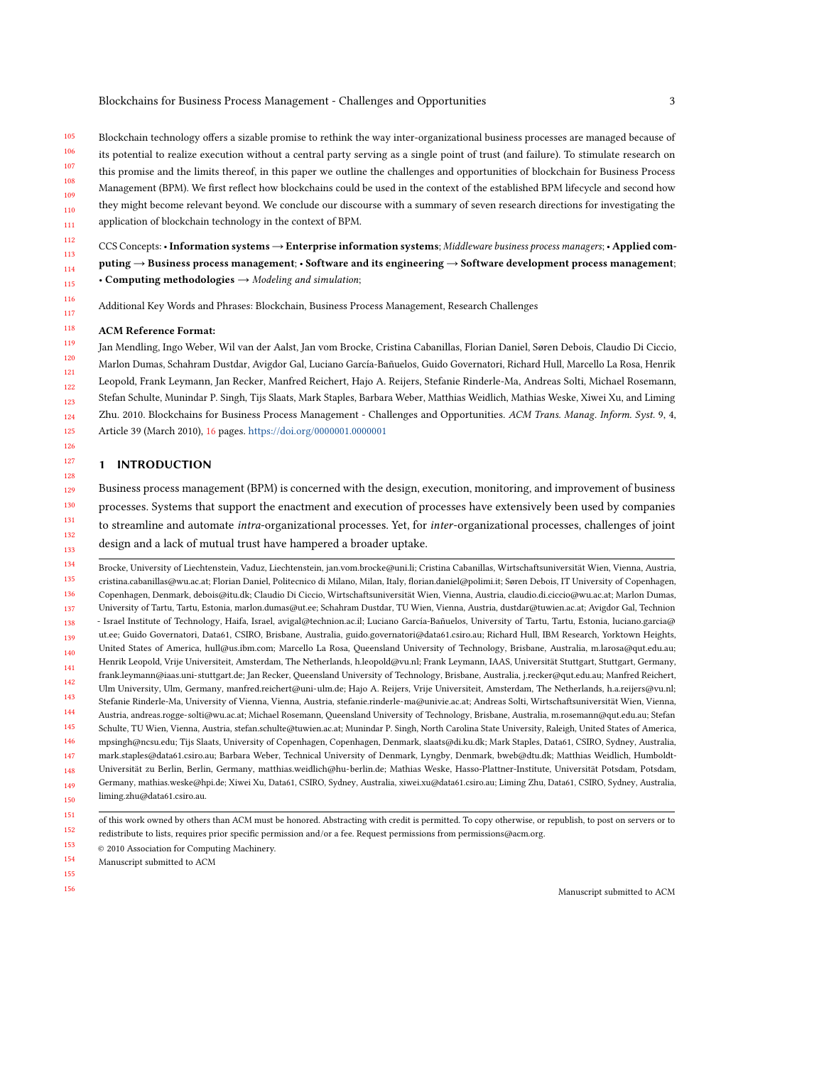Blockchain technology offers a sizable promise to rethink the way inter-organizational business processes are managed because of its potential to realize execution without a central party serving as a single point of trust (and failure). To stimulate research on this promise and the limits thereof, in this paper we outline the challenges and opportunities of blockchain for Business Process Management (BPM). We first reflect how blockchains could be used in the context of the established BPM lifecycle and second how they might become relevant beyond. We conclude our discourse with a summary of seven research directions for investigating the application of blockchain technology in the context of BPM.

CCS Concepts: • **Information systems → Enterprise information systems**; *Middleware business process managers*; • **Applied computing → Business process management**; • **Software and its engineering → Software development process management**; • **Computing methodologies →** *Modeling and simulation*;

Additional Key Words and Phrases: Blockchain, Business Process Management, Research Challenges

**ACM Reference Format:**

Jan Mendling, Ingo Weber, Wil van der Aalst, Jan vom Brocke, Cristina Cabanillas, Florian Daniel, Søren Debois, Claudio Di Ciccio, Marlon Dumas, Schahram Dustdar, Avigdor Gal, Luciano García-Bañuelos, Guido Governatori, Richard Hull, Marcello La Rosa, Henrik Leopold, Frank Leymann, Jan Recker, Manfred Reichert, Hajo A. Reijers, Stefanie Rinderle-Ma, Andreas Solti, Michael Rosemann, Stefan Schulte, Munindar P. Singh, Tijs Slaats, Mark Staples, Barbara Weber, Matthias Weidlich, Mathias Weske, Xiwei Xu, and Liming Zhu. 2010. Blockchains for Business Process Management - Challenges and Opportunities. *ACM Trans. Manag. Inform. Syst.* 9, 4, Article 39 (March 2010), 16 pages. https://doi.org/0000001.0000001

## 1 INTRODUCTION

Business process management (BPM) is concerned with the design, execution, monitoring, and improvement of business processes. Systems that support the enactment and execution of processes have extensively been used by companies to streamline and automate *intra*-organizational processes. Yet, for *inter*-organizational processes, challenges of joint design and a lack of mutual trust have hampered a broader uptake.

---

Brocke, University of Liechtenstein, Vaduz, Liechtenstein, jan.vom.brocke@uni.li; Cristina Cabanillas, Wirtschaftsuniversität Wien, Vienna, Austria, cristina.cabanillas@wu.ac.at; Florian Daniel, Politecnico di Milano, Milan, Italy, florian.daniel@polimi.it; Søren Debois, IT University of Copenhagen, Copenhagen, Denmark, debois@itu.dk; Claudio Di Ciccio, Wirtschaftsuniversität Wien, Vienna, Austria, claudio.di.ciccio@wu.ac.at; Marlon Dumas, University of Tartu, Tartu, Estonia, marlon.dumas@ut.ee; Schahram Dustdar, TU Wien, Vienna, Austria, dustdar@tuwien.ac.at; Avigdor Gal, Technion - Israel Institute of Technology, Haifa, Israel, avigal@technion.ac.il; Luciano García-Bañuelos, University of Tartu, Tartu, Estonia, luciano.garcia@ut.ee; Guido Governatori, Data61, CSIRO, Brisbane, Australia, guido.governatori@data61.csiro.au; Richard Hull, IBM Research, Yorktown Heights, United States of America, hull@us.ibm.com; Marcello La Rosa, Queensland University of Technology, Brisbane, Australia, m.larosa@qut.edu.au; Henrik Leopold, Vrije Universiteit, Amsterdam, The Netherlands, h.leopold@vu.nl; Frank Leymann, IAAS, Universität Stuttgart, Stuttgart, Germany, frank.leymann@iaas.uni-stuttgart.de; Jan Recker, Queensland University of Technology, Brisbane, Australia, j.recker@qut.edu.au; Manfred Reichert, Ulm University, Ulm, Germany, manfred.reichert@uni-ulm.de; Hajo A. Reijers, Vrije Universiteit, Amsterdam, The Netherlands, h.a.reijers@vu.nl; Stefanie Rinderle-Ma, University of Vienna, Vienna, Austria, stefanie.rinderle-ma@univie.ac.at; Andreas Solti, Wirtschaftsuniversität Wien, Vienna, Austria, andreas.rogge-solti@wu.ac.at; Michael Rosemann, Queensland University of Technology, Brisbane, Australia, m.rosemann@qut.edu.au; Stefan Schulte, TU Wien, Vienna, Austria, stefan.schulte@tuwien.ac.at; Munindar P. Singh, North Carolina State University, Raleigh, United States of America, mpsingh@ncsu.edu; Tijs Slaats, University of Copenhagen, Copenhagen, Denmark, slaats@di.ku.dk; Mark Staples, Data61, CSIRO, Sydney, Australia, mark.staples@data61.csiro.au; Barbara Weber, Technical University of Denmark, Lyngby, Denmark, bweb@dtu.dk; Matthias Weidlich, Humboldt-Universität zu Berlin, Berlin, Germany, matthias.weidlich@hu-berlin.de; Mathias Weske, Hasso-Plattner-Institute, Universität Potsdam, Potsdam, Germany, mathias.weske@hpi.de; Xiwei Xu, Data61, CSIRO, Sydney, Australia, xiwei.xu@data61.csiro.au; Liming Zhu, Data61, CSIRO, Sydney, Australia, liming.zhu@data61.csiro.au.

---

of this work owned by others than ACM must be honored. Abstracting with credit is permitted. To copy otherwise, or republish, to post on servers or to redistribute to lists, requires prior specific permission and/or a fee. Request permissions from permissions@acm.org.

© 2010 Association for Computing Machinery.

Manuscript submitted to ACM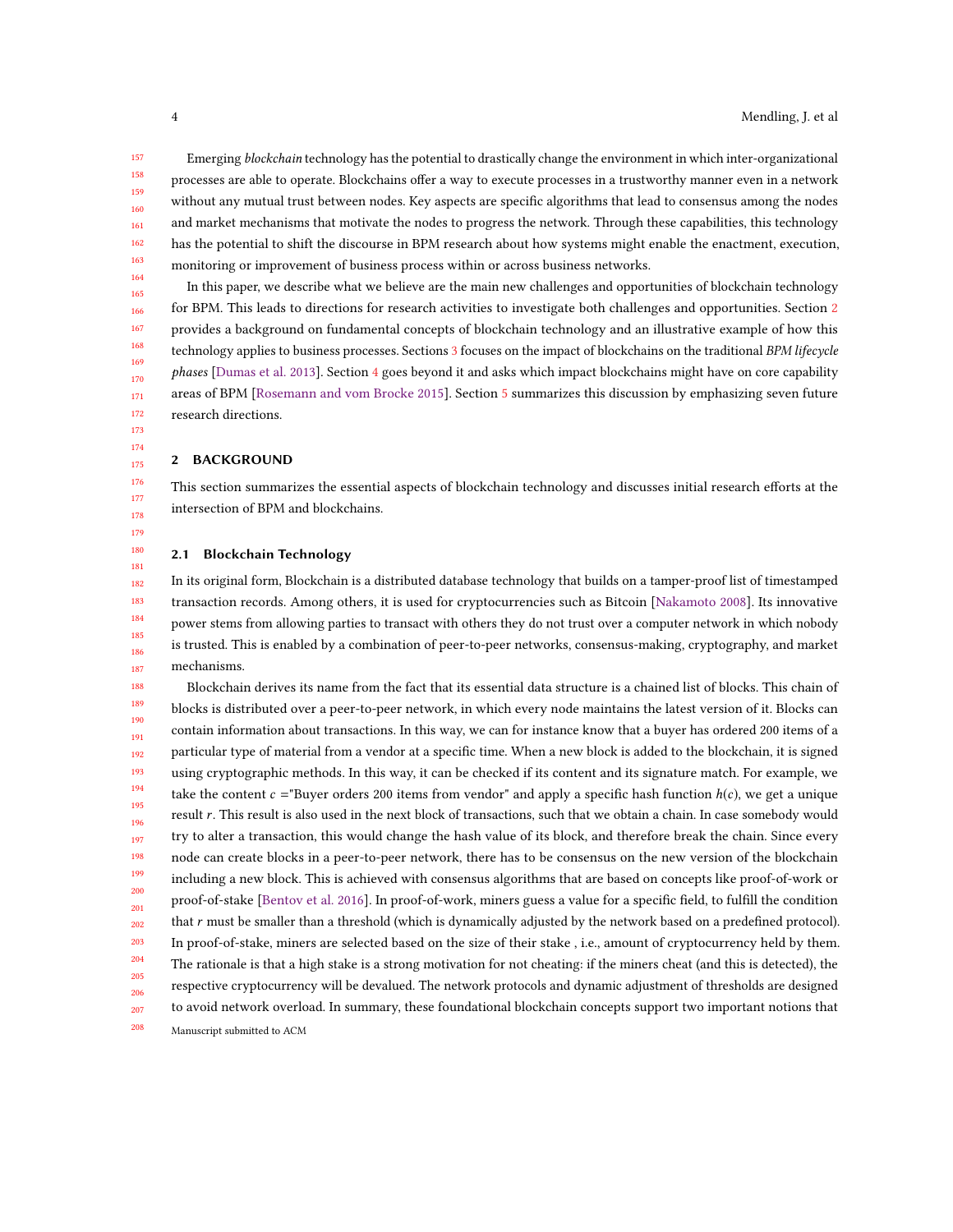Emerging *blockchain* technology has the potential to drastically change the environment in which inter-organizational processes are able to operate. Blockchains offer a way to execute processes in a trustworthy manner even in a network without any mutual trust between nodes. Key aspects are specific algorithms that lead to consensus among the nodes and market mechanisms that motivate the nodes to progress the network. Through these capabilities, this technology has the potential to shift the discourse in BPM research about how systems might enable the enactment, execution, monitoring or improvement of business process within or across business networks.

In this paper, we describe what we believe are the main new challenges and opportunities of blockchain technology for BPM. This leads to directions for research activities to investigate both challenges and opportunities. Section 2 provides a background on fundamental concepts of blockchain technology and an illustrative example of how this technology applies to business processes. Sections 3 focuses on the impact of blockchains on the traditional *BPM lifecycle phases* [Dumas et al. 2013]. Section 4 goes beyond it and asks which impact blockchains might have on core capability areas of BPM [Rosemann and vom Brocke 2015]. Section 5 summarizes this discussion by emphasizing seven future research directions.

## 2 BACKGROUND

This section summarizes the essential aspects of blockchain technology and discusses initial research efforts at the intersection of BPM and blockchains.

### 2.1 Blockchain Technology

In its original form, Blockchain is a distributed database technology that builds on a tamper-proof list of timestamped transaction records. Among others, it is used for cryptocurrencies such as Bitcoin [Nakamoto 2008]. Its innovative power stems from allowing parties to transact with others they do not trust over a computer network in which nobody is trusted. This is enabled by a combination of peer-to-peer networks, consensus-making, cryptography, and market mechanisms.

Blockchain derives its name from the fact that its essential data structure is a chained list of blocks. This chain of blocks is distributed over a peer-to-peer network, in which every node maintains the latest version of it. Blocks can contain information about transactions. In this way, we can for instance know that a buyer has ordered 200 items of a particular type of material from a vendor at a specific time. When a new block is added to the blockchain, it is signed using cryptographic methods. In this way, it can be checked if its content and its signature match. For example, we take the content $c$ ="Buyer orders 200 items from vendor" and apply a specific hash function $h(c)$, we get a unique result $r$. This result is also used in the next block of transactions, such that we obtain a chain. In case somebody would try to alter a transaction, this would change the hash value of its block, and therefore break the chain. Since every node can create blocks in a peer-to-peer network, there has to be consensus on the new version of the blockchain including a new block. This is achieved with consensus algorithms that are based on concepts like proof-of-work or proof-of-stake [Bentov et al. 2016]. In proof-of-work, miners guess a value for a specific field, to fulfill the condition that $r$ must be smaller than a threshold (which is dynamically adjusted by the network based on a predefined protocol). In proof-of-stake, miners are selected based on the size of their stake , i.e., amount of cryptocurrency held by them. The rationale is that a high stake is a strong motivation for not cheating: if the miners cheat (and this is detected), the respective cryptocurrency will be devalued. The network protocols and dynamic adjustment of thresholds are designed to avoid network overload. In summary, these foundational blockchain concepts support two important notions that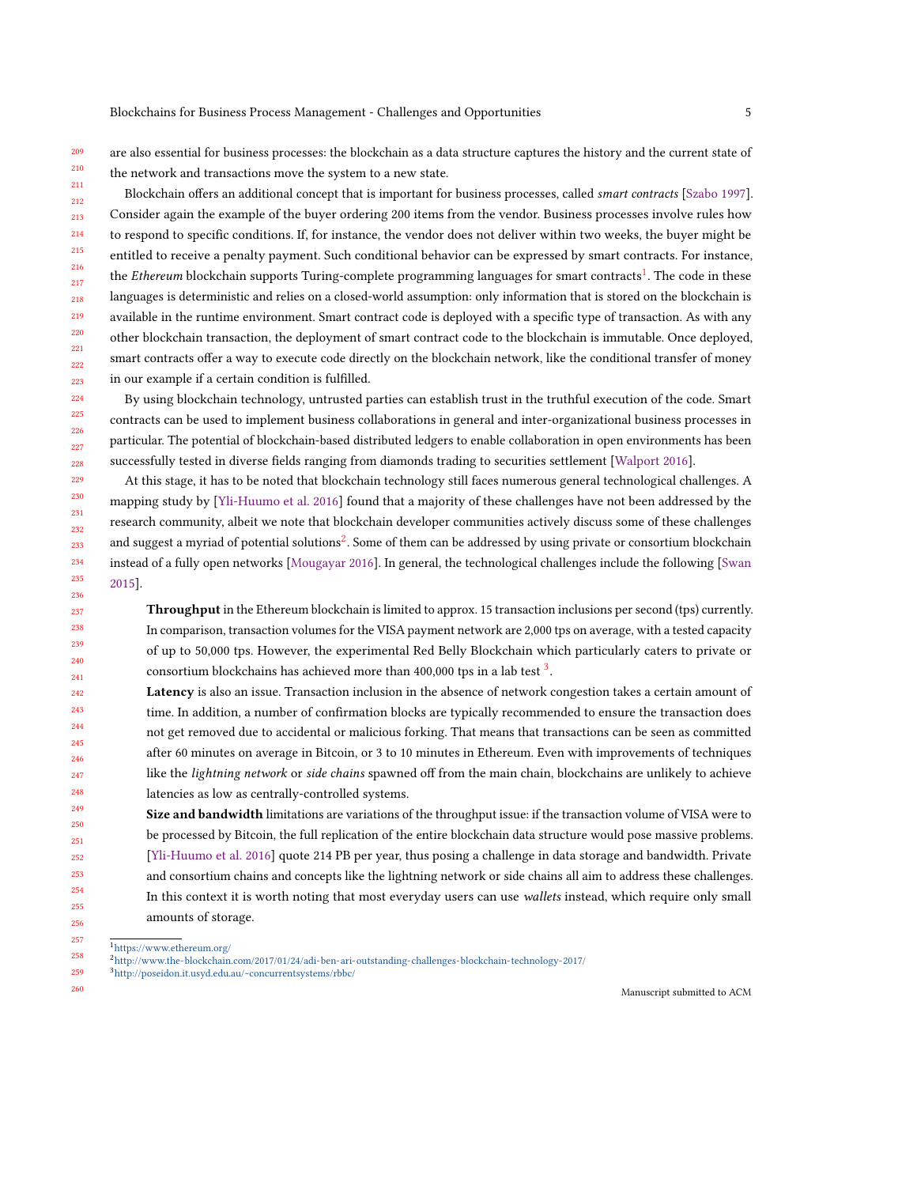are also essential for business processes: the blockchain as a data structure captures the history and the current state of the network and transactions move the system to a new state.

Blockchain offers an additional concept that is important for business processes, called *smart contracts* [Szabo 1997]. Consider again the example of the buyer ordering 200 items from the vendor. Business processes involve rules how to respond to specific conditions. If, for instance, the vendor does not deliver within two weeks, the buyer might be entitled to receive a penalty payment. Such conditional behavior can be expressed by smart contracts. For instance, the *Ethereum* blockchain supports Turing-complete programming languages for smart contracts[1]. The code in these languages is deterministic and relies on a closed-world assumption: only information that is stored on the blockchain is available in the runtime environment. Smart contract code is deployed with a specific type of transaction. As with any other blockchain transaction, the deployment of smart contract code to the blockchain is immutable. Once deployed, smart contracts offer a way to execute code directly on the blockchain network, like the conditional transfer of money in our example if a certain condition is fulfilled.

By using blockchain technology, untrusted parties can establish trust in the truthful execution of the code. Smart contracts can be used to implement business collaborations in general and inter-organizational business processes in particular. The potential of blockchain-based distributed ledgers to enable collaboration in open environments has been successfully tested in diverse fields ranging from diamonds trading to securities settlement [Walport 2016].

At this stage, it has to be noted that blockchain technology still faces numerous general technological challenges. A mapping study by [Yli-Huumo et al. 2016] found that a majority of these challenges have not been addressed by the research community, albeit we note that blockchain developer communities actively discuss some of these challenges and suggest a myriad of potential solutions[2]. Some of them can be addressed by using private or consortium blockchain instead of a fully open networks [Mougayar 2016]. In general, the technological challenges include the following [Swan 2015].

**Throughput** in the Ethereum blockchain is limited to approx. 15 transaction inclusions per second (tps) currently. In comparison, transaction volumes for the VISA payment network are 2,000 tps on average, with a tested capacity of up to 50,000 tps. However, the experimental Red Belly Blockchain which particularly caters to private or consortium blockchains has achieved more than 400,000 tps in a lab test [3].

**Latency** is also an issue. Transaction inclusion in the absence of network congestion takes a certain amount of time. In addition, a number of confirmation blocks are typically recommended to ensure the transaction does not get removed due to accidental or malicious forking. That means that transactions can be seen as committed after 60 minutes on average in Bitcoin, or 3 to 10 minutes in Ethereum. Even with improvements of techniques like the *lightning network* or *side chains* spawned off from the main chain, blockchains are unlikely to achieve latencies as low as centrally-controlled systems.

**Size and bandwidth** limitations are variations of the throughput issue: if the transaction volume of VISA were to be processed by Bitcoin, the full replication of the entire blockchain data structure would pose massive problems. [Yli-Huumo et al. 2016] quote 214 PB per year, thus posing a challenge in data storage and bandwidth. Private and consortium chains and concepts like the lightning network or side chains all aim to address these challenges. In this context it is worth noting that most everyday users can use *wallets* instead, which require only small amounts of storage.

[1] https://www.ethereum.org/

[2] http://www.the-blockchain.com/2017/01/24/adi-ben-ari-outstanding-challenges-blockchain-technology-2017/

[3] http://poseidon.it.usyd.edu.au/~concurrentsystems/rbbc/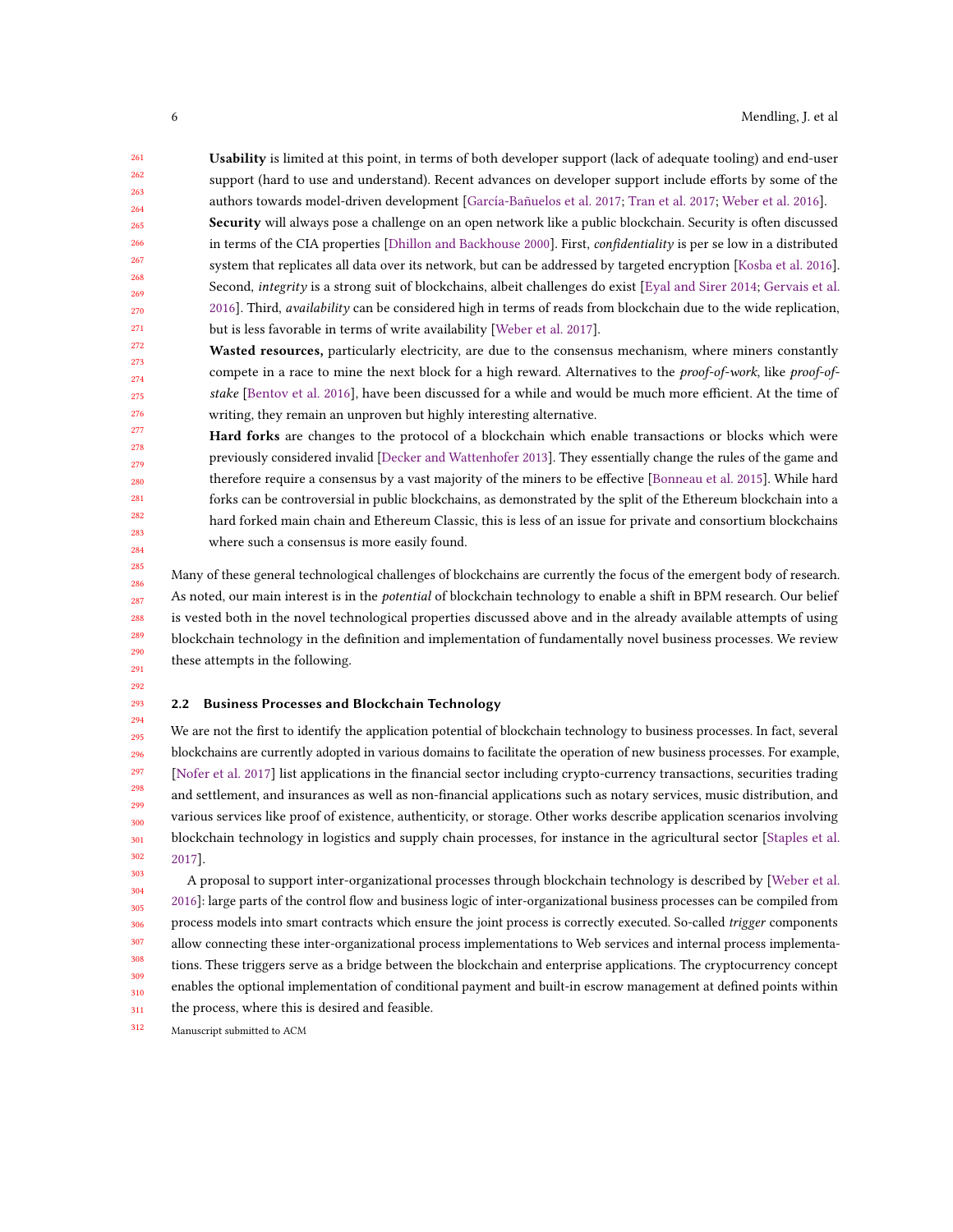**Usability** is limited at this point, in terms of both developer support (lack of adequate tooling) and end-user support (hard to use and understand). Recent advances on developer support include efforts by some of the authors towards model-driven development [García-Bañuelos et al. 2017; Tran et al. 2017; Weber et al. 2016].

**Security** will always pose a challenge on an open network like a public blockchain. Security is often discussed in terms of the CIA properties [Dhillon and Backhouse 2000]. First, *confidentiality* is per se low in a distributed system that replicates all data over its network, but can be addressed by targeted encryption [Kosba et al. 2016]. Second, *integrity* is a strong suit of blockchains, albeit challenges do exist [Eyal and Sirer 2014; Gervais et al. 2016]. Third, *availability* can be considered high in terms of reads from blockchain due to the wide replication, but is less favorable in terms of write availability [Weber et al. 2017].

**Wasted resources,** particularly electricity, are due to the consensus mechanism, where miners constantly compete in a race to mine the next block for a high reward. Alternatives to the *proof-of-work*, like *proof-of-stake* [Bentov et al. 2016], have been discussed for a while and would be much more efficient. At the time of writing, they remain an unproven but highly interesting alternative.

**Hard forks** are changes to the protocol of a blockchain which enable transactions or blocks which were previously considered invalid [Decker and Wattenhofer 2013]. They essentially change the rules of the game and therefore require a consensus by a vast majority of the miners to be effective [Bonneau et al. 2015]. While hard forks can be controversial in public blockchains, as demonstrated by the split of the Ethereum blockchain into a hard forked main chain and Ethereum Classic, this is less of an issue for private and consortium blockchains where such a consensus is more easily found.

Many of these general technological challenges of blockchains are currently the focus of the emergent body of research. As noted, our main interest is in the *potential* of blockchain technology to enable a shift in BPM research. Our belief is vested both in the novel technological properties discussed above and in the already available attempts of using blockchain technology in the definition and implementation of fundamentally novel business processes. We review these attempts in the following.

### 2.2 Business Processes and Blockchain Technology

We are not the first to identify the application potential of blockchain technology to business processes. In fact, several blockchains are currently adopted in various domains to facilitate the operation of new business processes. For example, [Nofer et al. 2017] list applications in the financial sector including crypto-currency transactions, securities trading and settlement, and insurances as well as non-financial applications such as notary services, music distribution, and various services like proof of existence, authenticity, or storage. Other works describe application scenarios involving blockchain technology in logistics and supply chain processes, for instance in the agricultural sector [Staples et al. 2017].

A proposal to support inter-organizational processes through blockchain technology is described by [Weber et al. 2016]: large parts of the control flow and business logic of inter-organizational business processes can be compiled from process models into smart contracts which ensure the joint process is correctly executed. So-called *trigger* components allow connecting these inter-organizational process implementations to Web services and internal process implementations. These triggers serve as a bridge between the blockchain and enterprise applications. The cryptocurrency concept enables the optional implementation of conditional payment and built-in escrow management at defined points within the process, where this is desired and feasible.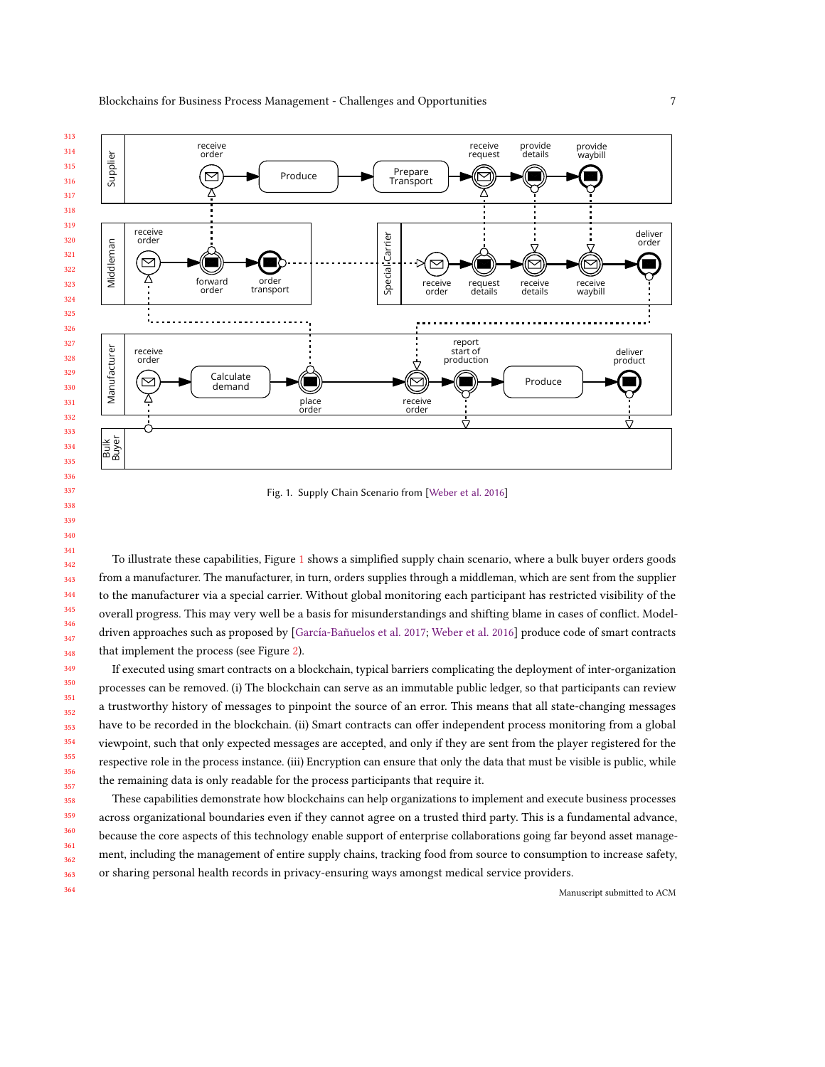Fig. 1. Supply Chain Scenario from [Weber et al. 2016]

To illustrate these capabilities, Figure 1 shows a simplified supply chain scenario, where a bulk buyer orders goods from a manufacturer. The manufacturer, in turn, orders supplies through a middleman, which are sent from the supplier to the manufacturer via a special carrier. Without global monitoring each participant has restricted visibility of the overall progress. This may very well be a basis for misunderstandings and shifting blame in cases of conflict. Model-driven approaches such as proposed by [García-Bañuelos et al. 2017; Weber et al. 2016] produce code of smart contracts that implement the process (see Figure 2).

If executed using smart contracts on a blockchain, typical barriers complicating the deployment of inter-organization processes can be removed. (i) The blockchain can serve as an immutable public ledger, so that participants can review a trustworthy history of messages to pinpoint the source of an error. This means that all state-changing messages have to be recorded in the blockchain. (ii) Smart contracts can offer independent process monitoring from a global viewpoint, such that only expected messages are accepted, and only if they are sent from the player registered for the respective role in the process instance. (iii) Encryption can ensure that only the data that must be visible is public, while the remaining data is only readable for the process participants that require it.

These capabilities demonstrate how blockchains can help organizations to implement and execute business processes across organizational boundaries even if they cannot agree on a trusted third party. This is a fundamental advance, because the core aspects of this technology enable support of enterprise collaborations going far beyond asset management, including the management of entire supply chains, tracking food from source to consumption to increase safety, or sharing personal health records in privacy-ensuring ways amongst medical service providers.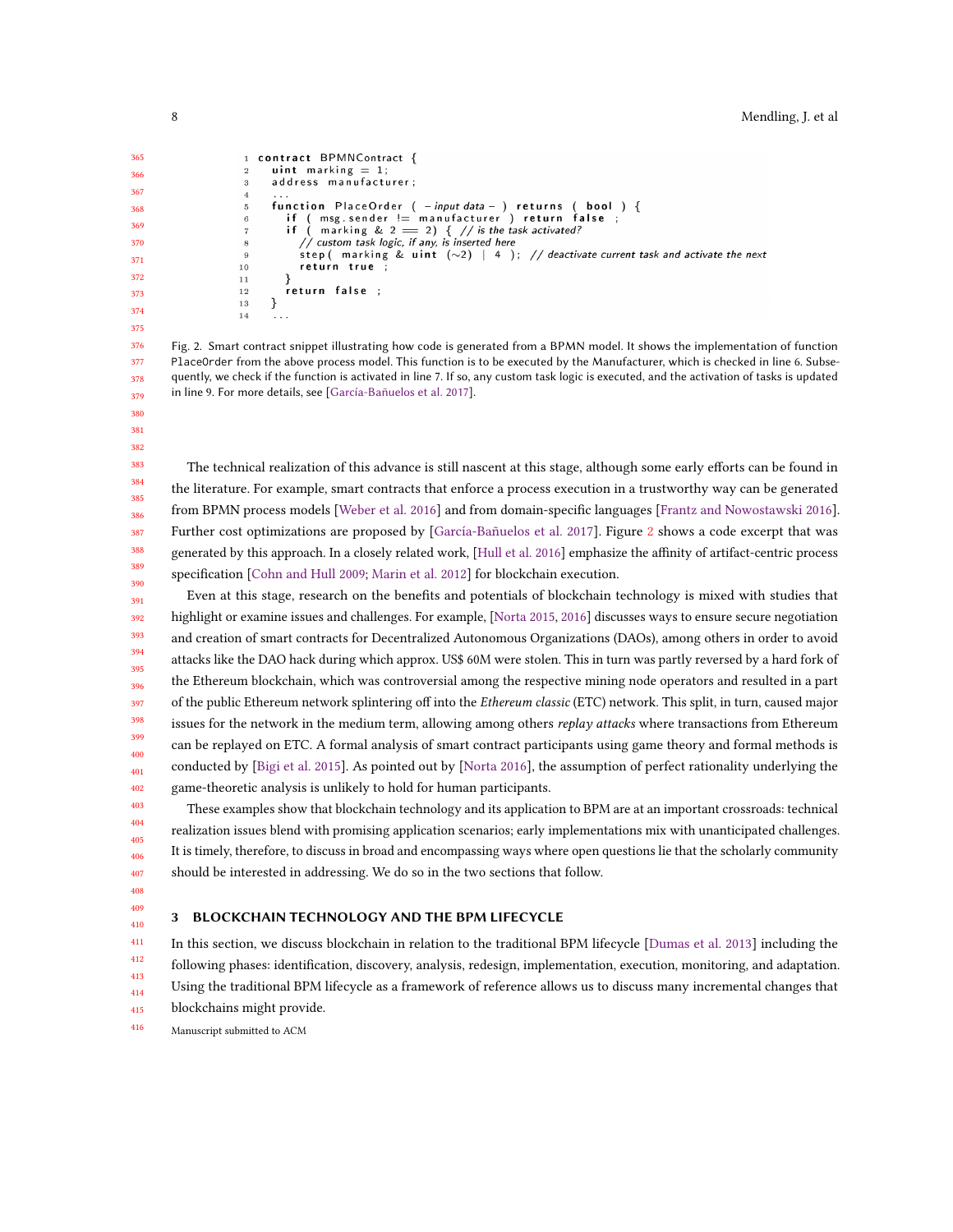```
contract BPMNContract {
  uint marking = 1;
  address manufacturer;
  ...
  function PlaceOrder ( -input data- ) returns ( bool ) {
    if ( msg.sender != manufacturer ) return false ;
    if ( marking & 2 == 2) { // is the task activated?
      // custom task logic, if any, is inserted here
      step( marking & uint (~2) | 4 ); // deactivate current task and activate the next
      return true ;
    }
    return false ;
  }
  ...
```

Fig. 2. Smart contract snippet illustrating how code is generated from a BPMN model. It shows the implementation of function PlaceOrder from the above process model. This function is to be executed by the Manufacturer, which is checked in line 6. Subsequently, we check if the function is activated in line 7. If so, any custom task logic is executed, and the activation of tasks is updated in line 9. For more details, see [García-Bañuelos et al. 2017].

The technical realization of this advance is still nascent at this stage, although some early efforts can be found in the literature. For example, smart contracts that enforce a process execution in a trustworthy way can be generated from BPMN process models [Weber et al. 2016] and from domain-specific languages [Frantz and Nowostawski 2016]. Further cost optimizations are proposed by [García-Bañuelos et al. 2017]. Figure 2 shows a code excerpt that was generated by this approach. In a closely related work, [Hull et al. 2016] emphasize the affinity of artifact-centric process specification [Cohn and Hull 2009; Marin et al. 2012] for blockchain execution.

Even at this stage, research on the benefits and potentials of blockchain technology is mixed with studies that highlight or examine issues and challenges. For example, [Norta 2015, 2016] discusses ways to ensure secure negotiation and creation of smart contracts for Decentralized Autonomous Organizations (DAOs), among others in order to avoid attacks like the DAO hack during which approx. US$ 60M were stolen. This in turn was partly reversed by a hard fork of the Ethereum blockchain, which was controversial among the respective mining node operators and resulted in a part of the public Ethereum network splintering off into the *Ethereum classic* (ETC) network. This split, in turn, caused major issues for the network in the medium term, allowing among others *replay attacks* where transactions from Ethereum can be replayed on ETC. A formal analysis of smart contract participants using game theory and formal methods is conducted by [Bigi et al. 2015]. As pointed out by [Norta 2016], the assumption of perfect rationality underlying the game-theoretic analysis is unlikely to hold for human participants.

These examples show that blockchain technology and its application to BPM are at an important crossroads: technical realization issues blend with promising application scenarios; early implementations mix with unanticipated challenges. It is timely, therefore, to discuss in broad and encompassing ways where open questions lie that the scholarly community should be interested in addressing. We do so in the two sections that follow.

## 3 BLOCKCHAIN TECHNOLOGY AND THE BPM LIFECYCLE

In this section, we discuss blockchain in relation to the traditional BPM lifecycle [Dumas et al. 2013] including the following phases: identification, discovery, analysis, redesign, implementation, execution, monitoring, and adaptation. Using the traditional BPM lifecycle as a framework of reference allows us to discuss many incremental changes that blockchains might provide.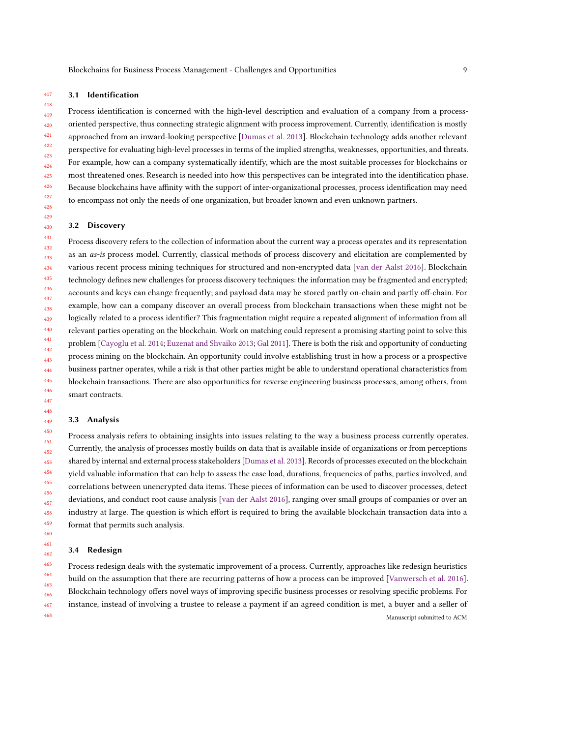### 3.1 Identification

Process identification is concerned with the high-level description and evaluation of a company from a process-oriented perspective, thus connecting strategic alignment with process improvement. Currently, identification is mostly approached from an inward-looking perspective [Dumas et al. 2013]. Blockchain technology adds another relevant perspective for evaluating high-level processes in terms of the implied strengths, weaknesses, opportunities, and threats. For example, how can a company systematically identify, which are the most suitable processes for blockchains or most threatened ones. Research is needed into how this perspectives can be integrated into the identification phase. Because blockchains have affinity with the support of inter-organizational processes, process identification may need to encompass not only the needs of one organization, but broader known and even unknown partners.

### 3.2 Discovery

Process discovery refers to the collection of information about the current way a process operates and its representation as an *as-is* process model. Currently, classical methods of process discovery and elicitation are complemented by various recent process mining techniques for structured and non-encrypted data [van der Aalst 2016]. Blockchain technology defines new challenges for process discovery techniques: the information may be fragmented and encrypted; accounts and keys can change frequently; and payload data may be stored partly on-chain and partly off-chain. For example, how can a company discover an overall process from blockchain transactions when these might not be logically related to a process identifier? This fragmentation might require a repeated alignment of information from all relevant parties operating on the blockchain. Work on matching could represent a promising starting point to solve this problem [Cayoglu et al. 2014; Euzenat and Shvaiko 2013; Gal 2011]. There is both the risk and opportunity of conducting process mining on the blockchain. An opportunity could involve establishing trust in how a process or a prospective business partner operates, while a risk is that other parties might be able to understand operational characteristics from blockchain transactions. There are also opportunities for reverse engineering business processes, among others, from smart contracts.

### 3.3 Analysis

Process analysis refers to obtaining insights into issues relating to the way a business process currently operates. Currently, the analysis of processes mostly builds on data that is available inside of organizations or from perceptions shared by internal and external process stakeholders [Dumas et al. 2013]. Records of processes executed on the blockchain yield valuable information that can help to assess the case load, durations, frequencies of paths, parties involved, and correlations between unencrypted data items. These pieces of information can be used to discover processes, detect deviations, and conduct root cause analysis [van der Aalst 2016], ranging over small groups of companies or over an industry at large. The question is which effort is required to bring the available blockchain transaction data into a format that permits such analysis.

### 3.4 Redesign

Process redesign deals with the systematic improvement of a process. Currently, approaches like redesign heuristics build on the assumption that there are recurring patterns of how a process can be improved [Vanwersch et al. 2016]. Blockchain technology offers novel ways of improving specific business processes or resolving specific problems. For instance, instead of involving a trustee to release a payment if an agreed condition is met, a buyer and a seller of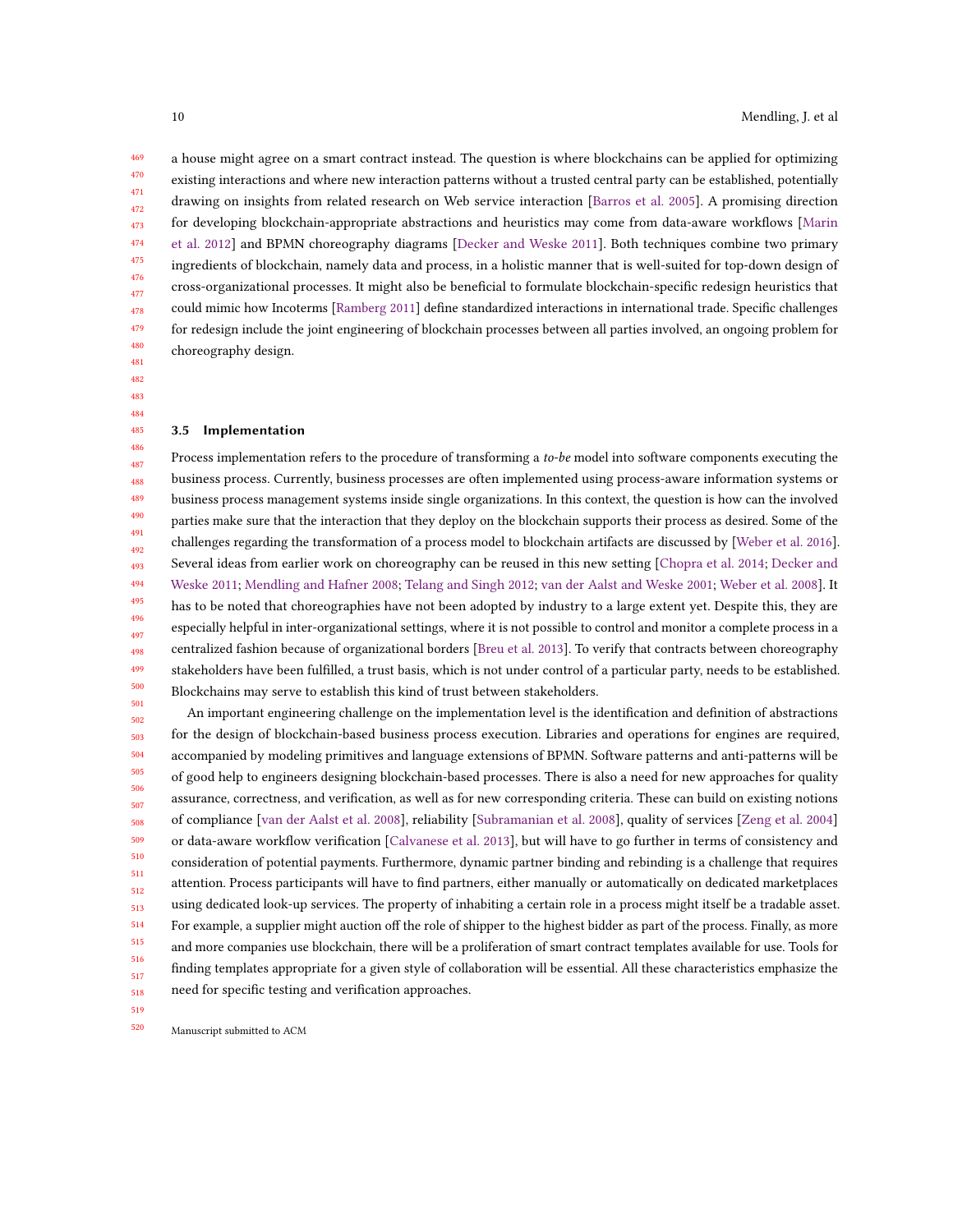a house might agree on a smart contract instead. The question is where blockchains can be applied for optimizing existing interactions and where new interaction patterns without a trusted central party can be established, potentially drawing on insights from related research on Web service interaction [Barros et al. 2005]. A promising direction for developing blockchain-appropriate abstractions and heuristics may come from data-aware workflows [Marin et al. 2012] and BPMN choreography diagrams [Decker and Weske 2011]. Both techniques combine two primary ingredients of blockchain, namely data and process, in a holistic manner that is well-suited for top-down design of cross-organizational processes. It might also be beneficial to formulate blockchain-specific redesign heuristics that could mimic how Incoterms [Ramberg 2011] define standardized interactions in international trade. Specific challenges for redesign include the joint engineering of blockchain processes between all parties involved, an ongoing problem for choreography design.

### 3.5 Implementation

Process implementation refers to the procedure of transforming a *to-be* model into software components executing the business process. Currently, business processes are often implemented using process-aware information systems or business process management systems inside single organizations. In this context, the question is how can the involved parties make sure that the interaction that they deploy on the blockchain supports their process as desired. Some of the challenges regarding the transformation of a process model to blockchain artifacts are discussed by [Weber et al. 2016]. Several ideas from earlier work on choreography can be reused in this new setting [Chopra et al. 2014; Decker and Weske 2011; Mendling and Hafner 2008; Telang and Singh 2012; van der Aalst and Weske 2001; Weber et al. 2008]. It has to be noted that choreographies have not been adopted by industry to a large extent yet. Despite this, they are especially helpful in inter-organizational settings, where it is not possible to control and monitor a complete process in a centralized fashion because of organizational borders [Breu et al. 2013]. To verify that contracts between choreography stakeholders have been fulfilled, a trust basis, which is not under control of a particular party, needs to be established. Blockchains may serve to establish this kind of trust between stakeholders.

An important engineering challenge on the implementation level is the identification and definition of abstractions for the design of blockchain-based business process execution. Libraries and operations for engines are required, accompanied by modeling primitives and language extensions of BPMN. Software patterns and anti-patterns will be of good help to engineers designing blockchain-based processes. There is also a need for new approaches for quality assurance, correctness, and verification, as well as for new corresponding criteria. These can build on existing notions of compliance [van der Aalst et al. 2008], reliability [Subramanian et al. 2008], quality of services [Zeng et al. 2004] or data-aware workflow verification [Calvanese et al. 2013], but will have to go further in terms of consistency and consideration of potential payments. Furthermore, dynamic partner binding and rebinding is a challenge that requires attention. Process participants will have to find partners, either manually or automatically on dedicated marketplaces using dedicated look-up services. The property of inhabiting a certain role in a process might itself be a tradable asset. For example, a supplier might auction off the role of shipper to the highest bidder as part of the process. Finally, as more and more companies use blockchain, there will be a proliferation of smart contract templates available for use. Tools for finding templates appropriate for a given style of collaboration will be essential. All these characteristics emphasize the need for specific testing and verification approaches.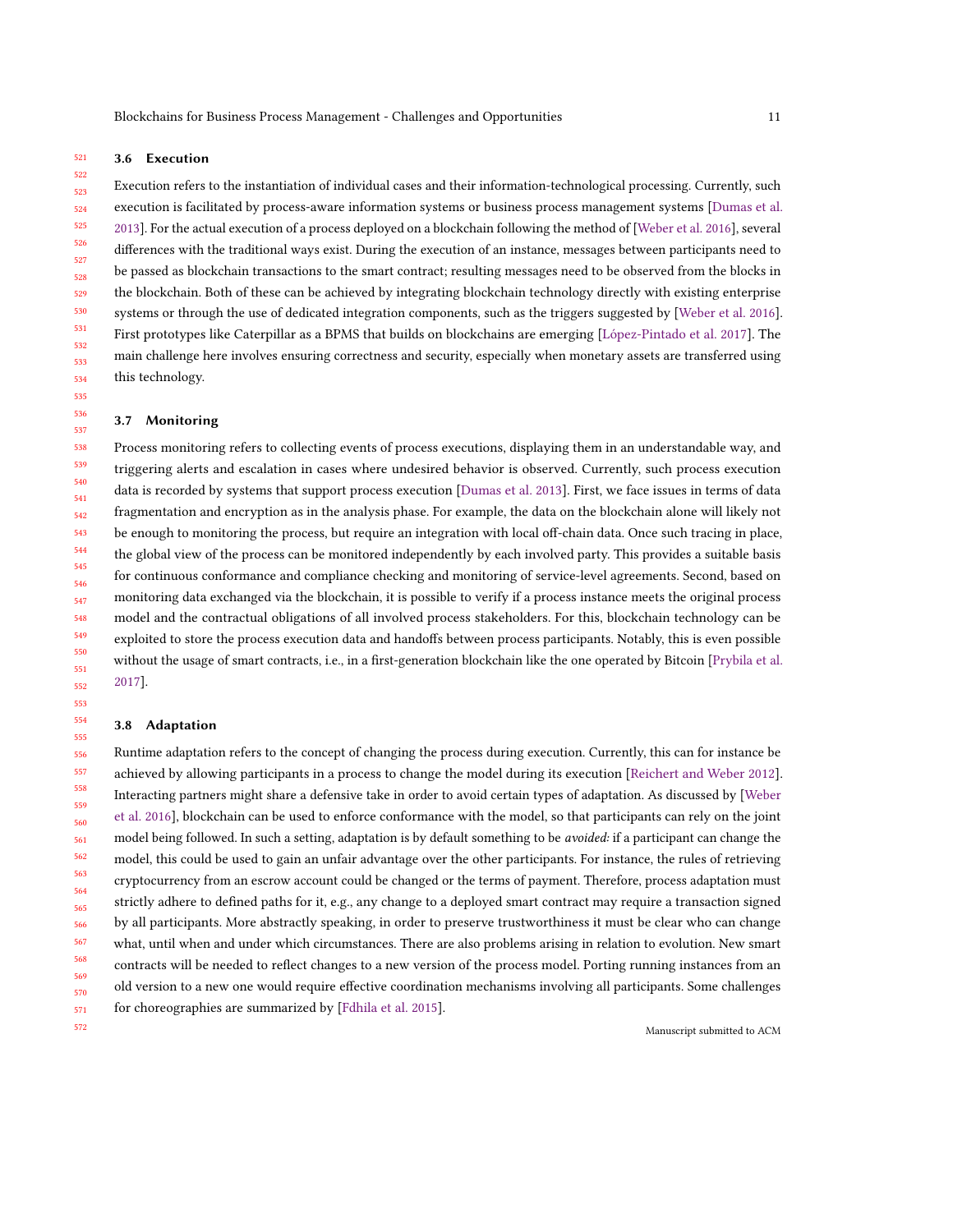### 3.6 Execution

Execution refers to the instantiation of individual cases and their information-technological processing. Currently, such execution is facilitated by process-aware information systems or business process management systems [Dumas et al. 2013]. For the actual execution of a process deployed on a blockchain following the method of [Weber et al. 2016], several differences with the traditional ways exist. During the execution of an instance, messages between participants need to be passed as blockchain transactions to the smart contract; resulting messages need to be observed from the blocks in the blockchain. Both of these can be achieved by integrating blockchain technology directly with existing enterprise systems or through the use of dedicated integration components, such as the triggers suggested by [Weber et al. 2016]. First prototypes like Caterpillar as a BPMS that builds on blockchains are emerging [López-Pintado et al. 2017]. The main challenge here involves ensuring correctness and security, especially when monetary assets are transferred using this technology.

### 3.7 Monitoring

Process monitoring refers to collecting events of process executions, displaying them in an understandable way, and triggering alerts and escalation in cases where undesired behavior is observed. Currently, such process execution data is recorded by systems that support process execution [Dumas et al. 2013]. First, we face issues in terms of data fragmentation and encryption as in the analysis phase. For example, the data on the blockchain alone will likely not be enough to monitoring the process, but require an integration with local off-chain data. Once such tracing in place, the global view of the process can be monitored independently by each involved party. This provides a suitable basis for continuous conformance and compliance checking and monitoring of service-level agreements. Second, based on monitoring data exchanged via the blockchain, it is possible to verify if a process instance meets the original process model and the contractual obligations of all involved process stakeholders. For this, blockchain technology can be exploited to store the process execution data and handoffs between process participants. Notably, this is even possible without the usage of smart contracts, i.e., in a first-generation blockchain like the one operated by Bitcoin [Prybila et al. 2017].

### 3.8 Adaptation

Runtime adaptation refers to the concept of changing the process during execution. Currently, this can for instance be achieved by allowing participants in a process to change the model during its execution [Reichert and Weber 2012]. Interacting partners might share a defensive take in order to avoid certain types of adaptation. As discussed by [Weber et al. 2016], blockchain can be used to enforce conformance with the model, so that participants can rely on the joint model being followed. In such a setting, adaptation is by default something to be *avoided:* if a participant can change the model, this could be used to gain an unfair advantage over the other participants. For instance, the rules of retrieving cryptocurrency from an escrow account could be changed or the terms of payment. Therefore, process adaptation must strictly adhere to defined paths for it, e.g., any change to a deployed smart contract may require a transaction signed by all participants. More abstractly speaking, in order to preserve trustworthiness it must be clear who can change what, until when and under which circumstances. There are also problems arising in relation to evolution. New smart contracts will be needed to reflect changes to a new version of the process model. Porting running instances from an old version to a new one would require effective coordination mechanisms involving all participants. Some challenges for choreographies are summarized by [Fdhila et al. 2015].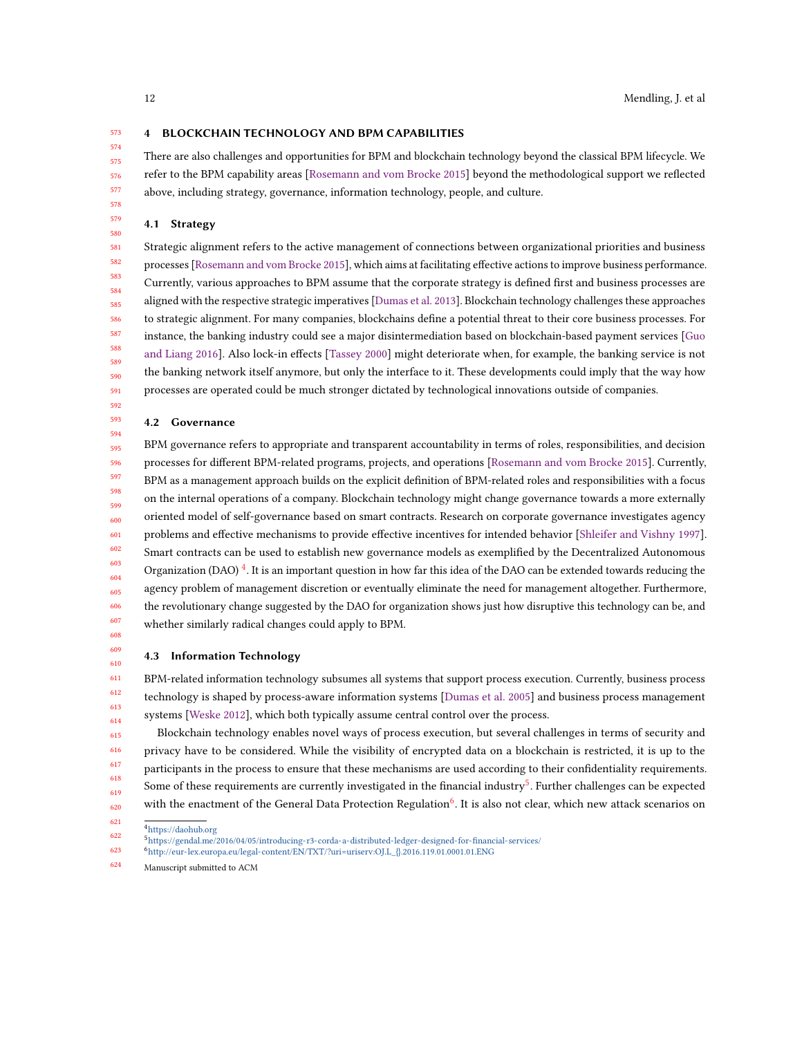## 4 BLOCKCHAIN TECHNOLOGY AND BPM CAPABILITIES

There are also challenges and opportunities for BPM and blockchain technology beyond the classical BPM lifecycle. We refer to the BPM capability areas [Rosemann and vom Brocke 2015] beyond the methodological support we reflected above, including strategy, governance, information technology, people, and culture.

### 4.1 Strategy

Strategic alignment refers to the active management of connections between organizational priorities and business processes [Rosemann and vom Brocke 2015], which aims at facilitating effective actions to improve business performance. Currently, various approaches to BPM assume that the corporate strategy is defined first and business processes are aligned with the respective strategic imperatives [Dumas et al. 2013]. Blockchain technology challenges these approaches to strategic alignment. For many companies, blockchains define a potential threat to their core business processes. For instance, the banking industry could see a major disintermediation based on blockchain-based payment services [Guo and Liang 2016]. Also lock-in effects [Tassey 2000] might deteriorate when, for example, the banking service is not the banking network itself anymore, but only the interface to it. These developments could imply that the way how processes are operated could be much stronger dictated by technological innovations outside of companies.

### 4.2 Governance

BPM governance refers to appropriate and transparent accountability in terms of roles, responsibilities, and decision processes for different BPM-related programs, projects, and operations [Rosemann and vom Brocke 2015]. Currently, BPM as a management approach builds on the explicit definition of BPM-related roles and responsibilities with a focus on the internal operations of a company. Blockchain technology might change governance towards a more externally oriented model of self-governance based on smart contracts. Research on corporate governance investigates agency problems and effective mechanisms to provide effective incentives for intended behavior [Shleifer and Vishny 1997]. Smart contracts can be used to establish new governance models as exemplified by the Decentralized Autonomous Organization (DAO) [4]. It is an important question in how far this idea of the DAO can be extended towards reducing the agency problem of management discretion or eventually eliminate the need for management altogether. Furthermore, the revolutionary change suggested by the DAO for organization shows just how disruptive this technology can be, and whether similarly radical changes could apply to BPM.

### 4.3 Information Technology

BPM-related information technology subsumes all systems that support process execution. Currently, business process technology is shaped by process-aware information systems [Dumas et al. 2005] and business process management systems [Weske 2012], which both typically assume central control over the process.

Blockchain technology enables novel ways of process execution, but several challenges in terms of security and privacy have to be considered. While the visibility of encrypted data on a blockchain is restricted, it is up to the participants in the process to ensure that these mechanisms are used according to their confidentiality requirements. Some of these requirements are currently investigated in the financial industry[5]. Further challenges can be expected with the enactment of the General Data Protection Regulation[6]. It is also not clear, which new attack scenarios on

[4] https://daohub.org

[5] https://gendal.me/2016/04/05/introducing-r3-corda-a-distributed-ledger-designed-for-financial-services/

[6] http://eur-lex.europa.eu/legal-content/EN/TXT/?uri=uriserv:OJ.L_{}.2016.119.01.0001.01.ENG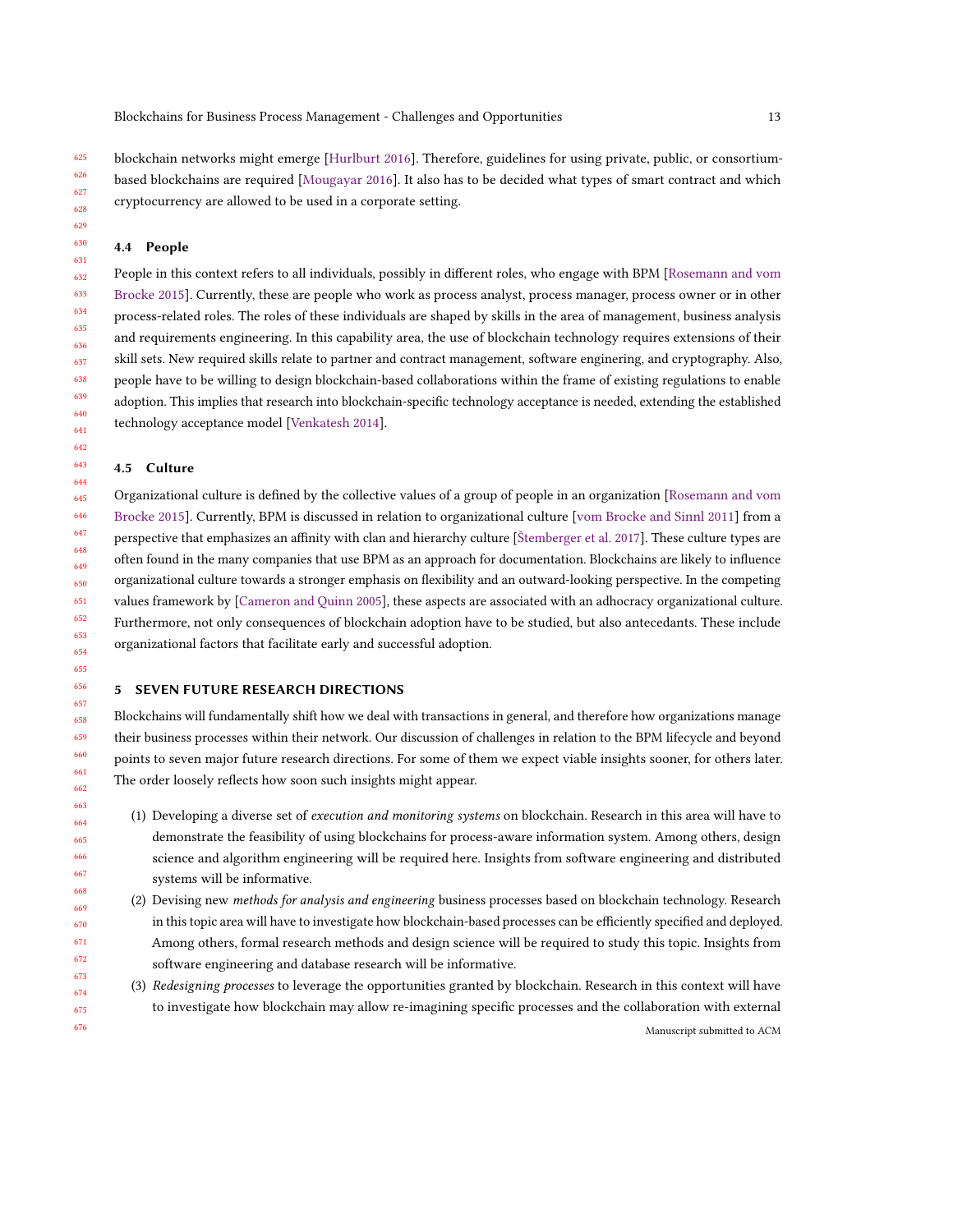blockchain networks might emerge [Hurlburt 2016]. Therefore, guidelines for using private, public, or consortium-based blockchains are required [Mougayar 2016]. It also has to be decided what types of smart contract and which cryptocurrency are allowed to be used in a corporate setting.

### 4.4 People

People in this context refers to all individuals, possibly in different roles, who engage with BPM [Rosemann and vom Brocke 2015]. Currently, these are people who work as process analyst, process manager, process owner or in other process-related roles. The roles of these individuals are shaped by skills in the area of management, business analysis and requirements engineering. In this capability area, the use of blockchain technology requires extensions of their skill sets. New required skills relate to partner and contract management, software enginering, and cryptography. Also, people have to be willing to design blockchain-based collaborations within the frame of existing regulations to enable adoption. This implies that research into blockchain-specific technology acceptance is needed, extending the established technology acceptance model [Venkatesh 2014].

### 4.5 Culture

Organizational culture is defined by the collective values of a group of people in an organization [Rosemann and vom Brocke 2015]. Currently, BPM is discussed in relation to organizational culture [vom Brocke and Sinnl 2011] from a perspective that emphasizes an affinity with clan and hierarchy culture [Štemberger et al. 2017]. These culture types are often found in the many companies that use BPM as an approach for documentation. Blockchains are likely to influence organizational culture towards a stronger emphasis on flexibility and an outward-looking perspective. In the competing values framework by [Cameron and Quinn 2005], these aspects are associated with an adhocracy organizational culture. Furthermore, not only consequences of blockchain adoption have to be studied, but also antecedants. These include organizational factors that facilitate early and successful adoption.

## 5 SEVEN FUTURE RESEARCH DIRECTIONS

Blockchains will fundamentally shift how we deal with transactions in general, and therefore how organizations manage their business processes within their network. Our discussion of challenges in relation to the BPM lifecycle and beyond points to seven major future research directions. For some of them we expect viable insights sooner, for others later. The order loosely reflects how soon such insights might appear.

(1) Developing a diverse set of *execution and monitoring systems* on blockchain. Research in this area will have to demonstrate the feasibility of using blockchains for process-aware information system. Among others, design science and algorithm engineering will be required here. Insights from software engineering and distributed systems will be informative.

(2) Devising new *methods for analysis and engineering* business processes based on blockchain technology. Research in this topic area will have to investigate how blockchain-based processes can be efficiently specified and deployed. Among others, formal research methods and design science will be required to study this topic. Insights from software engineering and database research will be informative.

(3) *Redesigning processes* to leverage the opportunities granted by blockchain. Research in this context will have to investigate how blockchain may allow re-imagining specific processes and the collaboration with external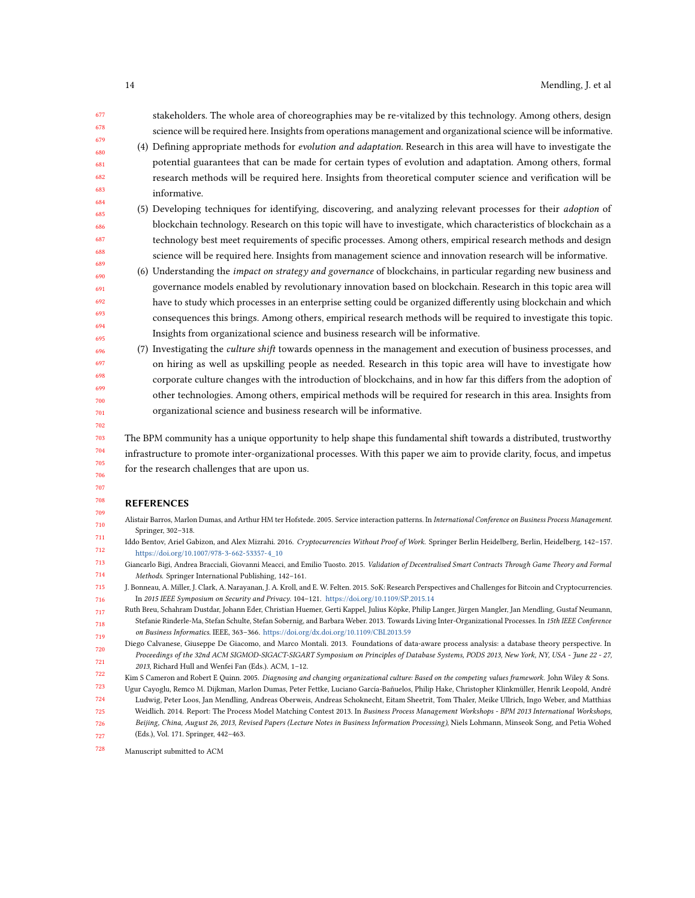stakeholders. The whole area of choreographies may be re-vitalized by this technology. Among others, design science will be required here. Insights from operations management and organizational science will be informative.

(4) Defining appropriate methods for *evolution and adaptation*. Research in this area will have to investigate the potential guarantees that can be made for certain types of evolution and adaptation. Among others, formal research methods will be required here. Insights from theoretical computer science and verification will be informative.

(5) Developing techniques for identifying, discovering, and analyzing relevant processes for their *adoption* of blockchain technology. Research on this topic will have to investigate, which characteristics of blockchain as a technology best meet requirements of specific processes. Among others, empirical research methods and design science will be required here. Insights from management science and innovation research will be informative.

(6) Understanding the *impact on strategy and governance* of blockchains, in particular regarding new business and governance models enabled by revolutionary innovation based on blockchain. Research in this topic area will have to study which processes in an enterprise setting could be organized differently using blockchain and which consequences this brings. Among others, empirical research methods will be required to investigate this topic. Insights from organizational science and business research will be informative.

(7) Investigating the *culture shift* towards openness in the management and execution of business processes, and on hiring as well as upskilling people as needed. Research in this topic area will have to investigate how corporate culture changes with the introduction of blockchains, and in how far this differs from the adoption of other technologies. Among others, empirical methods will be required for research in this area. Insights from organizational science and business research will be informative.

The BPM community has a unique opportunity to help shape this fundamental shift towards a distributed, trustworthy infrastructure to promote inter-organizational processes. With this paper we aim to provide clarity, focus, and impetus for the research challenges that are upon us.

## REFERENCES

Alistair Barros, Marlon Dumas, and Arthur HM ter Hofstede. 2005. Service interaction patterns. In *International Conference on Business Process Management*. Springer, 302–318.

Iddo Bentov, Ariel Gabizon, and Alex Mizrahi. 2016. *Cryptocurrencies Without Proof of Work*. Springer Berlin Heidelberg, Berlin, Heidelberg, 142–157. https://doi.org/10.1007/978-3-662-53357-4_10

Giancarlo Bigi, Andrea Bracciali, Giovanni Meacci, and Emilio Tuosto. 2015. *Validation of Decentralised Smart Contracts Through Game Theory and Formal Methods*. Springer International Publishing, 142–161.

J. Bonneau, A. Miller, J. Clark, A. Narayanan, J. A. Kroll, and E. W. Felten. 2015. SoK: Research Perspectives and Challenges for Bitcoin and Cryptocurrencies. In *2015 IEEE Symposium on Security and Privacy*. 104–121. https://doi.org/10.1109/SP.2015.14

Ruth Breu, Schahram Dustdar, Johann Eder, Christian Huemer, Gerti Kappel, Julius Köpke, Philip Langer, Jürgen Mangler, Jan Mendling, Gustaf Neumann, Stefanie Rinderle-Ma, Stefan Schulte, Stefan Sobernig, and Barbara Weber. 2013. Towards Living Inter-Organizational Processes. In *15th IEEE Conference on Business Informatics*. IEEE, 363–366. https://doi.org/dx.doi.org/10.1109/CBI.2013.59

Diego Calvanese, Giuseppe De Giacomo, and Marco Montali. 2013. Foundations of data-aware process analysis: a database theory perspective. In *Proceedings of the 32nd ACM SIGMOD-SIGACT-SIGART Symposium on Principles of Database Systems, PODS 2013, New York, NY, USA - June 22 - 27, 2013*, Richard Hull and Wenfei Fan (Eds.). ACM, 1–12.

Kim S Cameron and Robert E Quinn. 2005. *Diagnosing and changing organizational culture: Based on the competing values framework*. John Wiley & Sons.

Ugur Cayoglu, Remco M. Dijkman, Marlon Dumas, Peter Fettke, Luciano García-Bañuelos, Philip Hake, Christopher Klinkmüller, Henrik Leopold, André Ludwig, Peter Loos, Jan Mendling, Andreas Oberweis, Andreas Schoknecht, Eitam Sheetrit, Tom Thaler, Meike Ullrich, Ingo Weber, and Matthias Weidlich. 2014. Report: The Process Model Matching Contest 2013. In *Business Process Management Workshops - BPM 2013 International Workshops, Beijing, China, August 26, 2013, Revised Papers (Lecture Notes in Business Information Processing)*, Niels Lohmann, Minseok Song, and Petia Wohed (Eds.), Vol. 171. Springer, 442–463.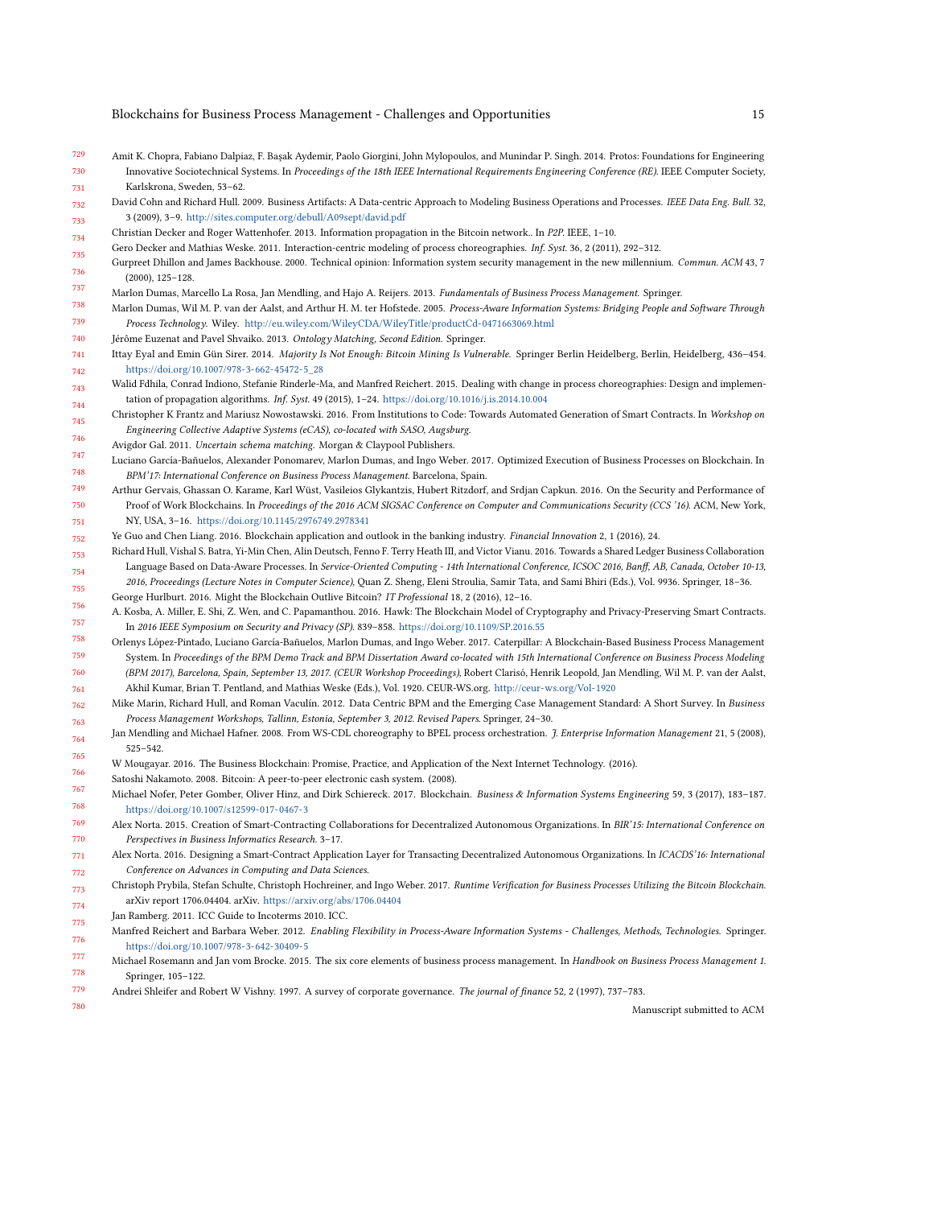Amit K. Chopra, Fabiano Dalpiaz, F. Başak Aydemir, Paolo Giorgini, John Mylopoulos, and Munindar P. Singh. 2014. Protos: Foundations for Engineering Innovative Sociotechnical Systems. In *Proceedings of the 18th IEEE International Requirements Engineering Conference (RE)*. IEEE Computer Society, Karlskrona, Sweden, 53–62.

David Cohn and Richard Hull. 2009. Business Artifacts: A Data-centric Approach to Modeling Business Operations and Processes. *IEEE Data Eng. Bull.* 32, 3 (2009), 3–9. http://sites.computer.org/debull/A09sept/david.pdf

Christian Decker and Roger Wattenhofer. 2013. Information propagation in the Bitcoin network.. In *P2P*. IEEE, 1–10.

Gero Decker and Mathias Weske. 2011. Interaction-centric modeling of process choreographies. *Inf. Syst.* 36, 2 (2011), 292–312.

Gurpreet Dhillon and James Backhouse. 2000. Technical opinion: Information system security management in the new millennium. *Commun. ACM* 43, 7 (2000), 125–128.

Marlon Dumas, Marcello La Rosa, Jan Mendling, and Hajo A. Reijers. 2013. *Fundamentals of Business Process Management.* Springer.

Marlon Dumas, Wil M. P. van der Aalst, and Arthur H. M. ter Hofstede. 2005. *Process-Aware Information Systems: Bridging People and Software Through Process Technology.* Wiley. http://eu.wiley.com/WileyCDA/WileyTitle/productCd-0471663069.html

Jérôme Euzenat and Pavel Shvaiko. 2013. *Ontology Matching, Second Edition.* Springer.

Ittay Eyal and Emin Gün Sirer. 2014. *Majority Is Not Enough: Bitcoin Mining Is Vulnerable.* Springer Berlin Heidelberg, Berlin, Heidelberg, 436–454. https://doi.org/10.1007/978-3-662-45472-5_28

Walid Fdhila, Conrad Indiono, Stefanie Rinderle-Ma, and Manfred Reichert. 2015. Dealing with change in process choreographies: Design and implementation of propagation algorithms. *Inf. Syst.* 49 (2015), 1–24. https://doi.org/10.1016/j.is.2014.10.004

Christopher K Frantz and Mariusz Nowostawski. 2016. From Institutions to Code: Towards Automated Generation of Smart Contracts. In *Workshop on Engineering Collective Adaptive Systems (eCAS), co-located with SASO, Augsburg.*

Avigdor Gal. 2011. *Uncertain schema matching.* Morgan & Claypool Publishers.

Luciano García-Bañuelos, Alexander Ponomarev, Marlon Dumas, and Ingo Weber. 2017. Optimized Execution of Business Processes on Blockchain. In *BPM'17: International Conference on Business Process Management*. Barcelona, Spain.

Arthur Gervais, Ghassan O. Karame, Karl Wüst, Vasileios Glykantzis, Hubert Ritzdorf, and Srdjan Capkun. 2016. On the Security and Performance of Proof of Work Blockchains. In *Proceedings of the 2016 ACM SIGSAC Conference on Computer and Communications Security (CCS '16)*. ACM, New York, NY, USA, 3–16. https://doi.org/10.1145/2976749.2978341

Ye Guo and Chen Liang. 2016. Blockchain application and outlook in the banking industry. *Financial Innovation* 2, 1 (2016), 24.

Richard Hull, Vishal S. Batra, Yi-Min Chen, Alin Deutsch, Fenno F. Terry Heath III, and Victor Vianu. 2016. Towards a Shared Ledger Business Collaboration Language Based on Data-Aware Processes. In *Service-Oriented Computing - 14th International Conference, ICSOC 2016, Banff, AB, Canada, October 10-13, 2016, Proceedings (Lecture Notes in Computer Science)*, Quan Z. Sheng, Eleni Stroulia, Samir Tata, and Sami Bhiri (Eds.), Vol. 9936. Springer, 18–36.

George Hurlburt. 2016. Might the Blockchain Outlive Bitcoin? *IT Professional* 18, 2 (2016), 12–16.

A. Kosba, A. Miller, E. Shi, Z. Wen, and C. Papamanthou. 2016. Hawk: The Blockchain Model of Cryptography and Privacy-Preserving Smart Contracts. In *2016 IEEE Symposium on Security and Privacy (SP)*. 839–858. https://doi.org/10.1109/SP.2016.55

Orlenys López-Pintado, Luciano García-Bañuelos, Marlon Dumas, and Ingo Weber. 2017. Caterpillar: A Blockchain-Based Business Process Management System. In *Proceedings of the BPM Demo Track and BPM Dissertation Award co-located with 15th International Conference on Business Process Modeling (BPM 2017), Barcelona, Spain, September 13, 2017. (CEUR Workshop Proceedings)*, Robert Clarisó, Henrik Leopold, Jan Mendling, Wil M. P. van der Aalst, Akhil Kumar, Brian T. Pentland, and Mathias Weske (Eds.), Vol. 1920. CEUR-WS.org. http://ceur-ws.org/Vol-1920

Mike Marin, Richard Hull, and Roman Vaculín. 2012. Data Centric BPM and the Emerging Case Management Standard: A Short Survey. In *Business Process Management Workshops, Tallinn, Estonia, September 3, 2012. Revised Papers*. Springer, 24–30.

Jan Mendling and Michael Hafner. 2008. From WS-CDL choreography to BPEL process orchestration. *J. Enterprise Information Management* 21, 5 (2008), 525–542.

W Mougayar. 2016. The Business Blockchain: Promise, Practice, and Application of the Next Internet Technology. (2016).

Satoshi Nakamoto. 2008. Bitcoin: A peer-to-peer electronic cash system. (2008).

Michael Nofer, Peter Gomber, Oliver Hinz, and Dirk Schiereck. 2017. Blockchain. *Business & Information Systems Engineering* 59, 3 (2017), 183–187. https://doi.org/10.1007/s12599-017-0467-3

Alex Norta. 2015. Creation of Smart-Contracting Collaborations for Decentralized Autonomous Organizations. In *BIR'15: International Conference on Perspectives in Business Informatics Research*. 3–17.

Alex Norta. 2016. Designing a Smart-Contract Application Layer for Transacting Decentralized Autonomous Organizations. In *ICACDS'16: International Conference on Advances in Computing and Data Sciences*.

Christoph Prybila, Stefan Schulte, Christoph Hochreiner, and Ingo Weber. 2017. *Runtime Verification for Business Processes Utilizing the Bitcoin Blockchain.* arXiv report 1706.04404. arXiv. https://arxiv.org/abs/1706.04404

Jan Ramberg. 2011. ICC Guide to Incoterms 2010. ICC.

Manfred Reichert and Barbara Weber. 2012. *Enabling Flexibility in Process-Aware Information Systems - Challenges, Methods, Technologies.* Springer. https://doi.org/10.1007/978-3-642-30409-5

Michael Rosemann and Jan vom Brocke. 2015. The six core elements of business process management. In *Handbook on Business Process Management 1*. Springer, 105–122.

Andrei Shleifer and Robert W Vishny. 1997. A survey of corporate governance. *The journal of finance* 52, 2 (1997), 737–783.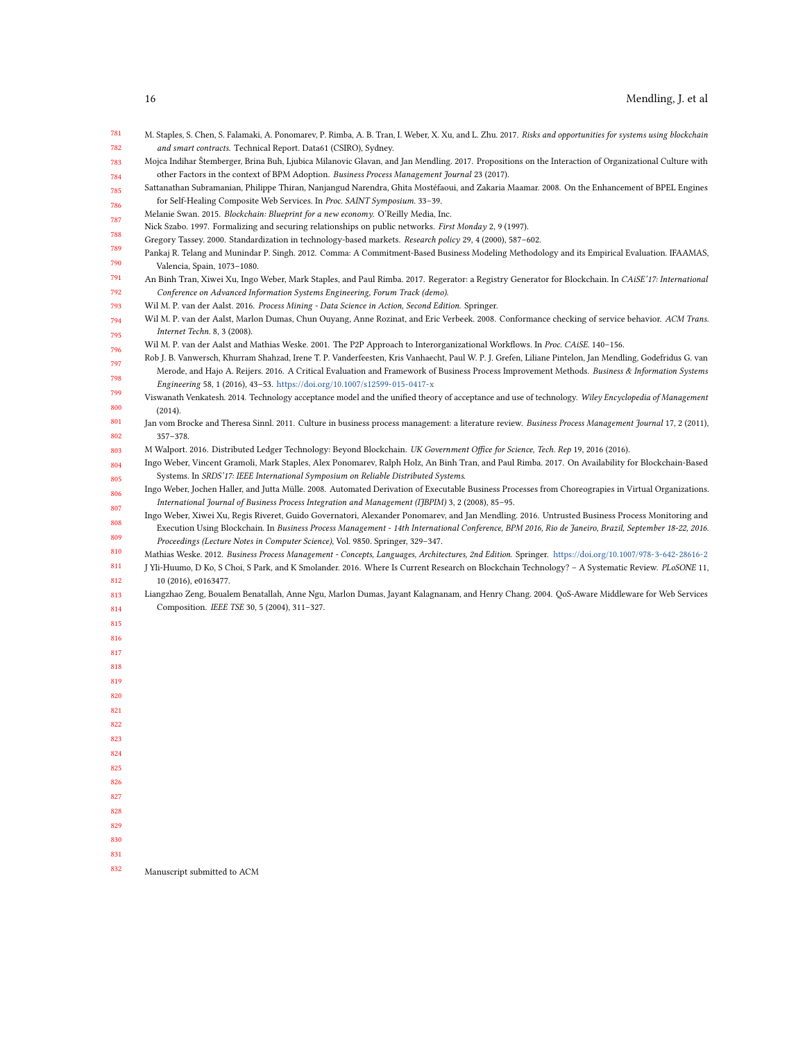M. Staples, S. Chen, S. Falamaki, A. Ponomarev, P. Rimba, A. B. Tran, I. Weber, X. Xu, and L. Zhu. 2017. *Risks and opportunities for systems using blockchain and smart contracts*. Technical Report. Data61 (CSIRO), Sydney.

Mojca Indihar Štemberger, Brina Buh, Ljubica Milanovic Glavan, and Jan Mendling. 2017. Propositions on the Interaction of Organizational Culture with other Factors in the context of BPM Adoption. *Business Process Management Journal* 23 (2017).

Sattanathan Subramanian, Philippe Thiran, Nanjangud Narendra, Ghita Mostéfaoui, and Zakaria Maamar. 2008. On the Enhancement of BPEL Engines for Self-Healing Composite Web Services. In *Proc. SAINT Symposium*. 33–39.

Melanie Swan. 2015. *Blockchain: Blueprint for a new economy.* O'Reilly Media, Inc.

Nick Szabo. 1997. Formalizing and securing relationships on public networks. *First Monday* 2, 9 (1997).

Gregory Tassey. 2000. Standardization in technology-based markets. *Research policy* 29, 4 (2000), 587–602.

Pankaj R. Telang and Munindar P. Singh. 2012. Comma: A Commitment-Based Business Modeling Methodology and its Empirical Evaluation. IFAAMAS, Valencia, Spain, 1073–1080.

An Binh Tran, Xiwei Xu, Ingo Weber, Mark Staples, and Paul Rimba. 2017. Regerator: a Registry Generator for Blockchain. In *CAiSE'17: International Conference on Advanced Information Systems Engineering, Forum Track (demo).*

Wil M. P. van der Aalst. 2016. *Process Mining - Data Science in Action, Second Edition.* Springer.

Wil M. P. van der Aalst, Marlon Dumas, Chun Ouyang, Anne Rozinat, and Eric Verbeek. 2008. Conformance checking of service behavior. *ACM Trans. Internet Techn.* 8, 3 (2008).

Wil M. P. van der Aalst and Mathias Weske. 2001. The P2P Approach to Interorganizational Workflows. In *Proc. CAiSE*. 140–156.

Rob J. B. Vanwersch, Khurram Shahzad, Irene T. P. Vanderfeesten, Kris Vanhaecht, Paul W. P. J. Grefen, Liliane Pintelon, Jan Mendling, Godefridus G. van Merode, and Hajo A. Reijers. 2016. A Critical Evaluation and Framework of Business Process Improvement Methods. *Business & Information Systems Engineering* 58, 1 (2016), 43–53. https://doi.org/10.1007/s12599-015-0417-x

Viswanath Venkatesh. 2014. Technology acceptance model and the unified theory of acceptance and use of technology. *Wiley Encyclopedia of Management* (2014).

Jan vom Brocke and Theresa Sinnl. 2011. Culture in business process management: a literature review. *Business Process Management Journal* 17, 2 (2011), 357–378.

M Walport. 2016. Distributed Ledger Technology: Beyond Blockchain. *UK Government Office for Science, Tech. Rep* 19, 2016 (2016).

Ingo Weber, Vincent Gramoli, Mark Staples, Alex Ponomarev, Ralph Holz, An Binh Tran, and Paul Rimba. 2017. On Availability for Blockchain-Based Systems. In *SRDS'17: IEEE International Symposium on Reliable Distributed Systems.*

Ingo Weber, Jochen Haller, and Jutta Mülle. 2008. Automated Derivation of Executable Business Processes from Choreograpies in Virtual Organizations. *International Journal of Business Process Integration and Management (IJBPIM)* 3, 2 (2008), 85–95.

Ingo Weber, Xiwei Xu, Regis Riveret, Guido Governatori, Alexander Ponomarev, and Jan Mendling. 2016. Untrusted Business Process Monitoring and Execution Using Blockchain. In *Business Process Management - 14th International Conference, BPM 2016, Rio de Janeiro, Brazil, September 18-22, 2016. Proceedings (Lecture Notes in Computer Science)*, Vol. 9850. Springer, 329–347.

Mathias Weske. 2012. *Business Process Management - Concepts, Languages, Architectures, 2nd Edition.* Springer. https://doi.org/10.1007/978-3-642-28616-2

J Yli-Huumo, D Ko, S Choi, S Park, and K Smolander. 2016. Where Is Current Research on Blockchain Technology? – A Systematic Review. *PLoSONE* 11, 10 (2016), e0163477.

Liangzhao Zeng, Boualem Benatallah, Anne Ngu, Marlon Dumas, Jayant Kalagnanam, and Henry Chang. 2004. QoS-Aware Middleware for Web Services Composition. *IEEE TSE* 30, 5 (2004), 311–327.